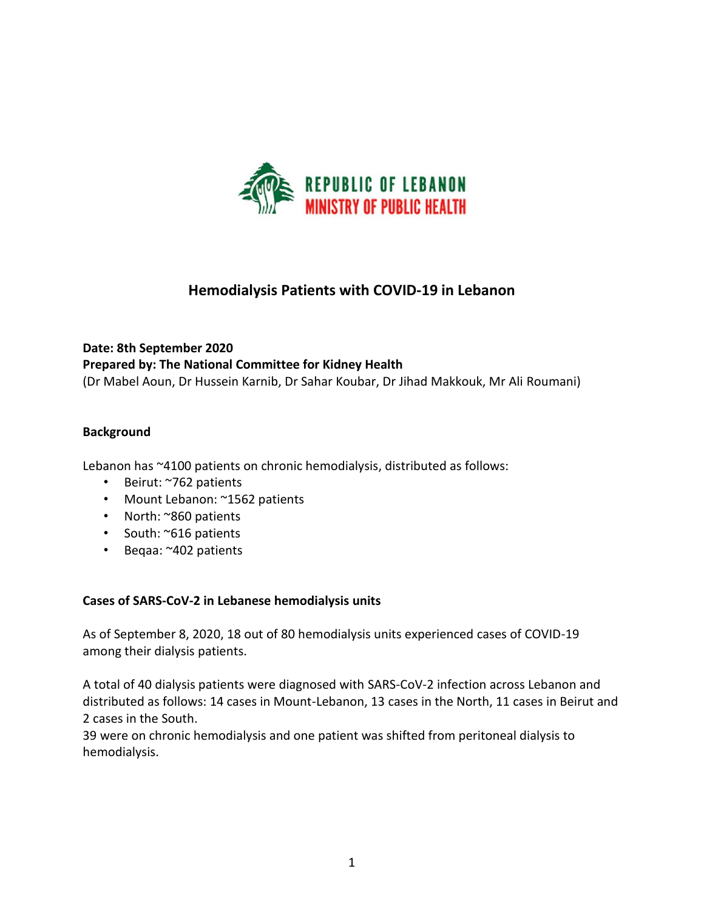REPUBLIC OF LEBANON
MINISTRY OF PUBLIC HEALTH

# Hemodialysis Patients with COVID-19 in Lebanon

**Date: 8th September 2020**
**Prepared by: The National Committee for Kidney Health**
(Dr Mabel Aoun, Dr Hussein Karnib, Dr Sahar Koubar, Dr Jihad Makkouk, Mr Ali Roumani)

## Background

Lebanon has ~4100 patients on chronic hemodialysis, distributed as follows:

- Beirut: ~762 patients
- Mount Lebanon: ~1562 patients
- North: ~860 patients
- South: ~616 patients
- Beqaa: ~402 patients

## Cases of SARS-CoV-2 in Lebanese hemodialysis units

As of September 8, 2020, 18 out of 80 hemodialysis units experienced cases of COVID-19 among their dialysis patients.

A total of 40 dialysis patients were diagnosed with SARS-CoV-2 infection across Lebanon and distributed as follows: 14 cases in Mount-Lebanon, 13 cases in the North, 11 cases in Beirut and 2 cases in the South.
39 were on chronic hemodialysis and one patient was shifted from peritoneal dialysis to hemodialysis.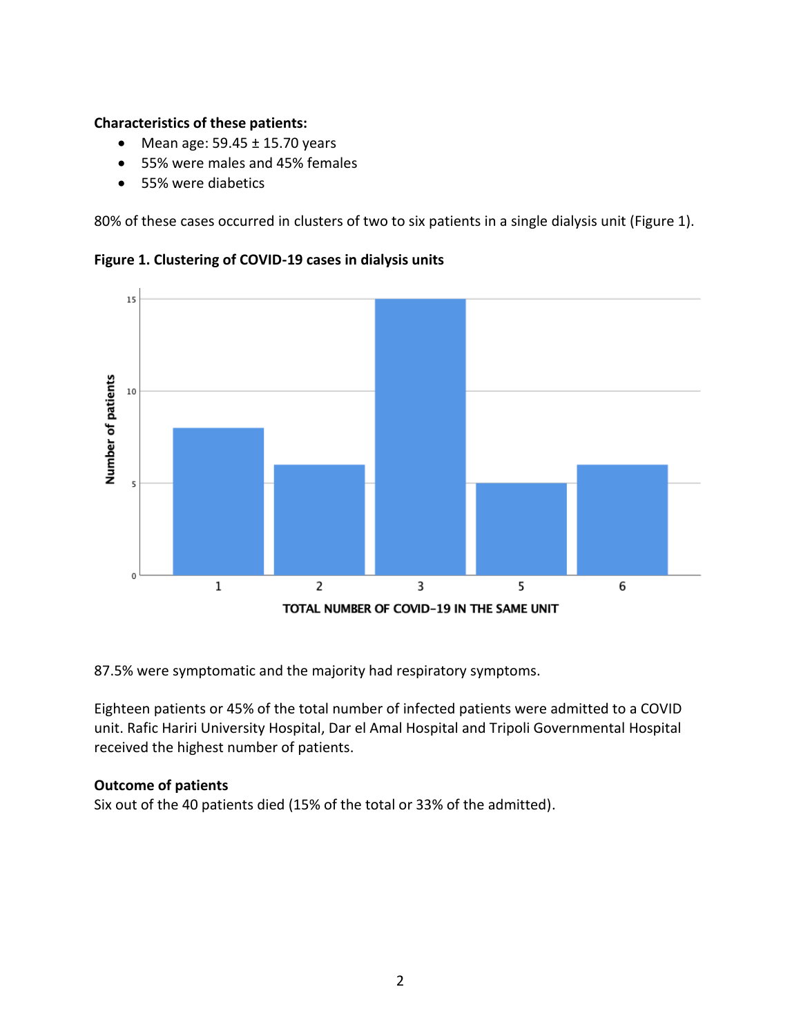**Characteristics of these patients:**

- Mean age: 59.45 ± 15.70 years
- 55% were males and 45% females
- 55% were diabetics

80% of these cases occurred in clusters of two to six patients in a single dialysis unit (Figure 1).

**Figure 1. Clustering of COVID-19 cases in dialysis units**

Number of patients

15

10

5

0

1 2 3 5 6

TOTAL NUMBER OF COVID-19 IN THE SAME UNIT

87.5% were symptomatic and the majority had respiratory symptoms.

Eighteen patients or 45% of the total number of infected patients were admitted to a COVID unit. Rafic Hariri University Hospital, Dar el Amal Hospital and Tripoli Governmental Hospital received the highest number of patients.

**Outcome of patients**

Six out of the 40 patients died (15% of the total or 33% of the admitted).